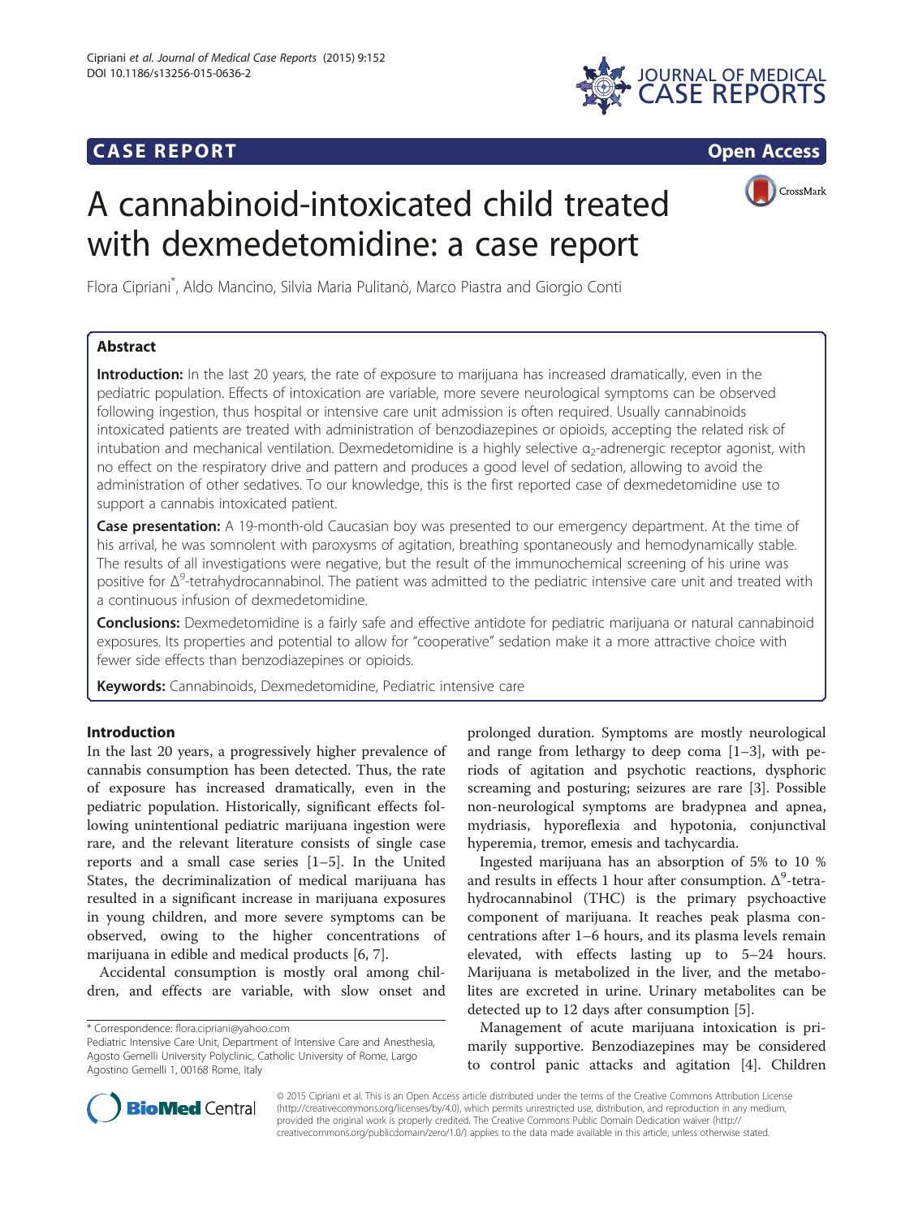CASE REPORT Open Access

# A cannabinoid-intoxicated child treated with dexmedetomidine: a case report

Flora Cipriani*, Aldo Mancino, Silvia Maria Pulitanò, Marco Piastra and Giorgio Conti

## Abstract

**Introduction:** In the last 20 years, the rate of exposure to marijuana has increased dramatically, even in the pediatric population. Effects of intoxication are variable, more severe neurological symptoms can be observed following ingestion, thus hospital or intensive care unit admission is often required. Usually cannabinoids intoxicated patients are treated with administration of benzodiazepines or opioids, accepting the related risk of intubation and mechanical ventilation. Dexmedetomidine is a highly selective $\alpha_2$-adrenergic receptor agonist, with no effect on the respiratory drive and pattern and produces a good level of sedation, allowing to avoid the administration of other sedatives. To our knowledge, this is the first reported case of dexmedetomidine use to support a cannabis intoxicated patient.

**Case presentation:** A 19-month-old Caucasian boy was presented to our emergency department. At the time of his arrival, he was somnolent with paroxysms of agitation, breathing spontaneously and hemodynamically stable. The results of all investigations were negative, but the result of the immunochemical screening of his urine was positive for $\Delta^9$-tetrahydrocannabinol. The patient was admitted to the pediatric intensive care unit and treated with a continuous infusion of dexmedetomidine.

**Conclusions:** Dexmedetomidine is a fairly safe and effective antidote for pediatric marijuana or natural cannabinoid exposures. Its properties and potential to allow for "cooperative" sedation make it a more attractive choice with fewer side effects than benzodiazepines or opioids.

**Keywords:** Cannabinoids, Dexmedetomidine, Pediatric intensive care

## Introduction

In the last 20 years, a progressively higher prevalence of cannabis consumption has been detected. Thus, the rate of exposure has increased dramatically, even in the pediatric population. Historically, significant effects following unintentional pediatric marijuana ingestion were rare, and the relevant literature consists of single case reports and a small case series [1–5]. In the United States, the decriminalization of medical marijuana has resulted in a significant increase in marijuana exposures in young children, and more severe symptoms can be observed, owing to the higher concentrations of marijuana in edible and medical products [6, 7].

Accidental consumption is mostly oral among children, and effects are variable, with slow onset and prolonged duration. Symptoms are mostly neurological and range from lethargy to deep coma [1–3], with periods of agitation and psychotic reactions, dysphoric screaming and posturing; seizures are rare [3]. Possible non-neurological symptoms are bradypnea and apnea, mydriasis, hyporeflexia and hypotonia, conjunctival hyperemia, tremor, emesis and tachycardia.

Ingested marijuana has an absorption of 5% to 10 % and results in effects 1 hour after consumption. $\Delta^9$-tetrahydrocannabinol (THC) is the primary psychoactive component of marijuana. It reaches peak plasma concentrations after 1–6 hours, and its plasma levels remain elevated, with effects lasting up to 5–24 hours. Marijuana is metabolized in the liver, and the metabolites are excreted in urine. Urinary metabolites can be detected up to 12 days after consumption [5].

Management of acute marijuana intoxication is primarily supportive. Benzodiazepines may be considered to control panic attacks and agitation [4]. Children

\* Correspondence: flora.cipriani@yahoo.com
Pediatric Intensive Care Unit, Department of Intensive Care and Anesthesia, Agosto Gemelli University Polyclinic, Catholic University of Rome, Largo Agostino Gemelli 1, 00168 Rome, Italy

© 2015 Cipriani et al. This is an Open Access article distributed under the terms of the Creative Commons Attribution License (http://creativecommons.org/licenses/by/4.0), which permits unrestricted use, distribution, and reproduction in any medium, provided the original work is properly credited. The Creative Commons Public Domain Dedication waiver (http://creativecommons.org/publicdomain/zero/1.0/) applies to the data made available in this article, unless otherwise stated.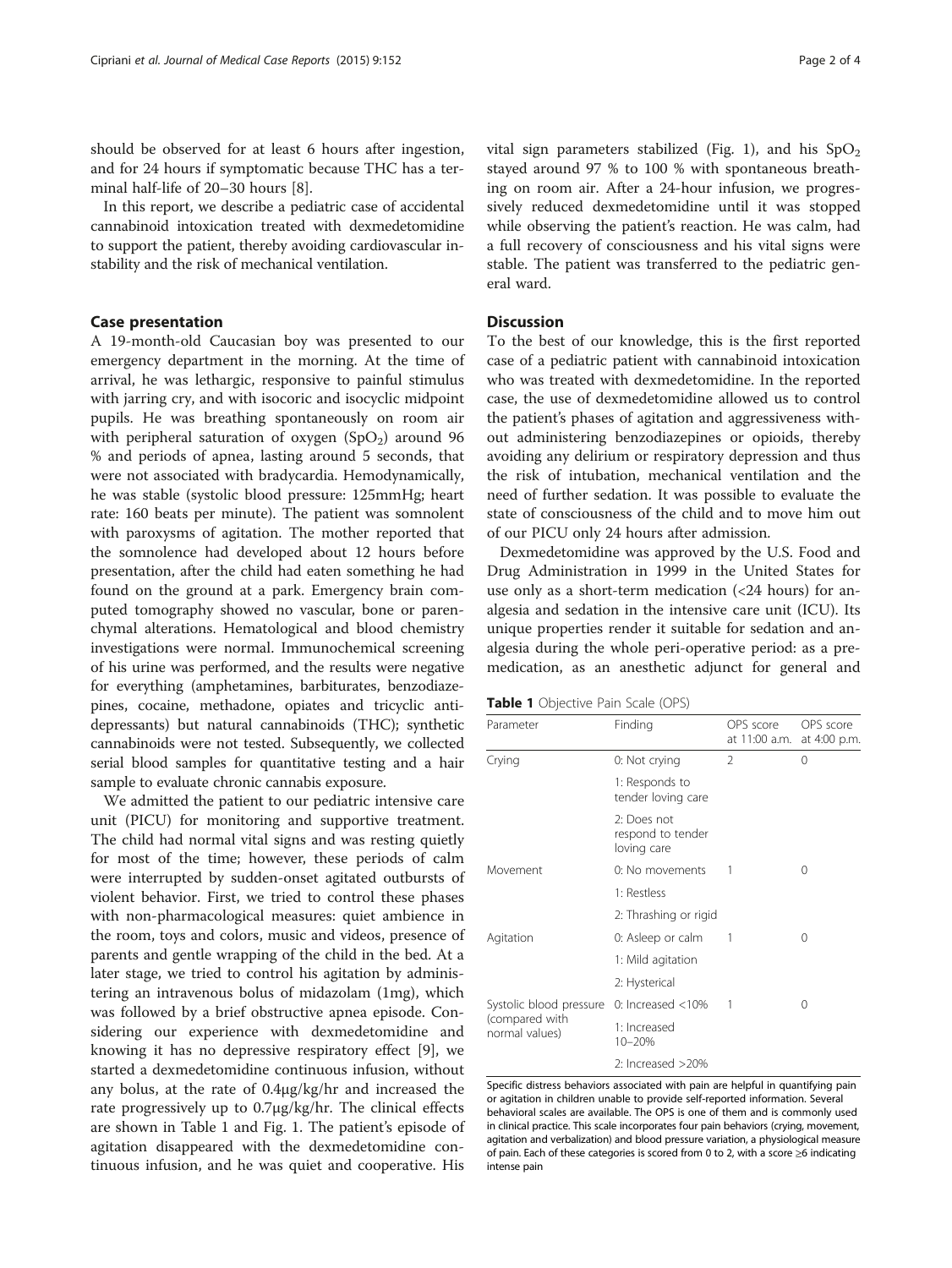should be observed for at least 6 hours after ingestion, and for 24 hours if symptomatic because THC has a terminal half-life of 20–30 hours [8].

In this report, we describe a pediatric case of accidental cannabinoid intoxication treated with dexmedetomidine to support the patient, thereby avoiding cardiovascular instability and the risk of mechanical ventilation.

## Case presentation

A 19-month-old Caucasian boy was presented to our emergency department in the morning. At the time of arrival, he was lethargic, responsive to painful stimulus with jarring cry, and with isocoric and isocyclic midpoint pupils. He was breathing spontaneously on room air with peripheral saturation of oxygen ($SpO_2$) around 96 % and periods of apnea, lasting around 5 seconds, that were not associated with bradycardia. Hemodynamically, he was stable (systolic blood pressure: 125mmHg; heart rate: 160 beats per minute). The patient was somnolent with paroxysms of agitation. The mother reported that the somnolence had developed about 12 hours before presentation, after the child had eaten something he had found on the ground at a park. Emergency brain computed tomography showed no vascular, bone or parenchymal alterations. Hematological and blood chemistry investigations were normal. Immunochemical screening of his urine was performed, and the results were negative for everything (amphetamines, barbiturates, benzodiazepines, cocaine, methadone, opiates and tricyclic antidepressants) but natural cannabinoids (THC); synthetic cannabinoids were not tested. Subsequently, we collected serial blood samples for quantitative testing and a hair sample to evaluate chronic cannabis exposure.

We admitted the patient to our pediatric intensive care unit (PICU) for monitoring and supportive treatment. The child had normal vital signs and was resting quietly for most of the time; however, these periods of calm were interrupted by sudden-onset agitated outbursts of violent behavior. First, we tried to control these phases with non-pharmacological measures: quiet ambience in the room, toys and colors, music and videos, presence of parents and gentle wrapping of the child in the bed. At a later stage, we tried to control his agitation by administering an intravenous bolus of midazolam (1mg), which was followed by a brief obstructive apnea episode. Considering our experience with dexmedetomidine and knowing it has no depressive respiratory effect [9], we started a dexmedetomidine continuous infusion, without any bolus, at the rate of 0.4μg/kg/hr and increased the rate progressively up to 0.7μg/kg/hr. The clinical effects are shown in Table 1 and Fig. 1. The patient's episode of agitation disappeared with the dexmedetomidine continuous infusion, and he was quiet and cooperative. His vital sign parameters stabilized (Fig. 1), and his $SpO_2$ stayed around 97 % to 100 % with spontaneous breathing on room air. After a 24-hour infusion, we progressively reduced dexmedetomidine until it was stopped while observing the patient's reaction. He was calm, had a full recovery of consciousness and his vital signs were stable. The patient was transferred to the pediatric general ward.

## Discussion

To the best of our knowledge, this is the first reported case of a pediatric patient with cannabinoid intoxication who was treated with dexmedetomidine. In the reported case, the use of dexmedetomidine allowed us to control the patient's phases of agitation and aggressiveness without administering benzodiazepines or opioids, thereby avoiding any delirium or respiratory depression and thus the risk of intubation, mechanical ventilation and the need of further sedation. It was possible to evaluate the state of consciousness of the child and to move him out of our PICU only 24 hours after admission.

Dexmedetomidine was approved by the U.S. Food and Drug Administration in 1999 in the United States for use only as a short-term medication (<24 hours) for analgesia and sedation in the intensive care unit (ICU). Its unique properties render it suitable for sedation and analgesia during the whole peri-operative period: as a premedication, as an anesthetic adjunct for general and

**Table 1** Objective Pain Scale (OPS)

| Parameter | Finding | OPS score at 11:00 a.m. | OPS score at 4:00 p.m. |
|---|---|---|---|
| Crying | 0: Not crying | 2 | 0 |
| | 1: Responds to tender loving care | | |
| | 2: Does not respond to tender loving care | | |
| Movement | 0: No movements | 1 | 0 |
| | 1: Restless | | |
| | 2: Thrashing or rigid | | |
| Agitation | 0: Asleep or calm | 1 | 0 |
| | 1: Mild agitation | | |
| | 2: Hysterical | | |
| Systolic blood pressure (compared with normal values) | 0: Increased <10% | 1 | 0 |
| | 1: Increased 10–20% | | |
| | 2: Increased >20% | | |

Specific distress behaviors associated with pain are helpful in quantifying pain or agitation in children unable to provide self-reported information. Several behavioral scales are available. The OPS is one of them and is commonly used in clinical practice. This scale incorporates four pain behaviors (crying, movement, agitation and verbalization) and blood pressure variation, a physiological measure of pain. Each of these categories is scored from 0 to 2, with a score ≥6 indicating intense pain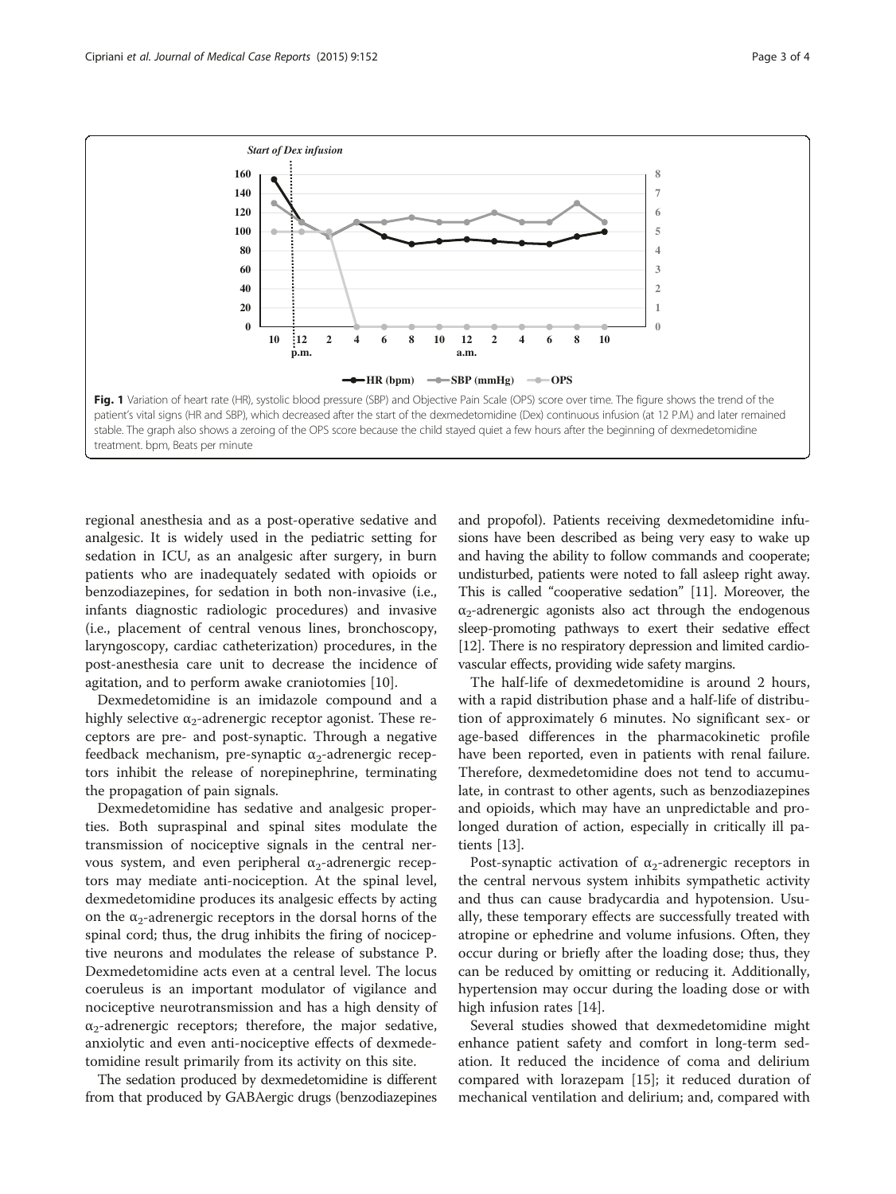Fig. 1 Variation of heart rate (HR), systolic blood pressure (SBP) and Objective Pain Scale (OPS) score over time. The figure shows the trend of the patient's vital signs (HR and SBP), which decreased after the start of the dexmedetomidine (Dex) continuous infusion (at 12 P.M.) and later remained stable. The graph also shows a zeroing of the OPS score because the child stayed quiet a few hours after the beginning of dexmedetomidine treatment. bpm, Beats per minute

regional anesthesia and as a post-operative sedative and analgesic. It is widely used in the pediatric setting for sedation in ICU, as an analgesic after surgery, in burn patients who are inadequately sedated with opioids or benzodiazepines, for sedation in both non-invasive (i.e., infants diagnostic radiologic procedures) and invasive (i.e., placement of central venous lines, bronchoscopy, laryngoscopy, cardiac catheterization) procedures, in the post-anesthesia care unit to decrease the incidence of agitation, and to perform awake craniotomies [10].

Dexmedetomidine is an imidazole compound and a highly selective $\alpha_2$-adrenergic receptor agonist. These receptors are pre- and post-synaptic. Through a negative feedback mechanism, pre-synaptic $\alpha_2$-adrenergic receptors inhibit the release of norepinephrine, terminating the propagation of pain signals.

Dexmedetomidine has sedative and analgesic properties. Both supraspinal and spinal sites modulate the transmission of nociceptive signals in the central nervous system, and even peripheral $\alpha_2$-adrenergic receptors may mediate anti-nociception. At the spinal level, dexmedetomidine produces its analgesic effects by acting on the $\alpha_2$-adrenergic receptors in the dorsal horns of the spinal cord; thus, the drug inhibits the firing of nociceptive neurons and modulates the release of substance P. Dexmedetomidine acts even at a central level. The locus coeruleus is an important modulator of vigilance and nociceptive neurotransmission and has a high density of $\alpha_2$-adrenergic receptors; therefore, the major sedative, anxiolytic and even anti-nociceptive effects of dexmedetomidine result primarily from its activity on this site.

The sedation produced by dexmedetomidine is different from that produced by GABAergic drugs (benzodiazepines and propofol). Patients receiving dexmedetomidine infusions have been described as being very easy to wake up and having the ability to follow commands and cooperate; undisturbed, patients were noted to fall asleep right away. This is called "cooperative sedation" [11]. Moreover, the $\alpha_2$-adrenergic agonists also act through the endogenous sleep-promoting pathways to exert their sedative effect [12]. There is no respiratory depression and limited cardiovascular effects, providing wide safety margins.

The half-life of dexmedetomidine is around 2 hours, with a rapid distribution phase and a half-life of distribution of approximately 6 minutes. No significant sex- or age-based differences in the pharmacokinetic profile have been reported, even in patients with renal failure. Therefore, dexmedetomidine does not tend to accumulate, in contrast to other agents, such as benzodiazepines and opioids, which may have an unpredictable and prolonged duration of action, especially in critically ill patients [13].

Post-synaptic activation of $\alpha_2$-adrenergic receptors in the central nervous system inhibits sympathetic activity and thus can cause bradycardia and hypotension. Usually, these temporary effects are successfully treated with atropine or ephedrine and volume infusions. Often, they occur during or briefly after the loading dose; thus, they can be reduced by omitting or reducing it. Additionally, hypertension may occur during the loading dose or with high infusion rates [14].

Several studies showed that dexmedetomidine might enhance patient safety and comfort in long-term sedation. It reduced the incidence of coma and delirium compared with lorazepam [15]; it reduced duration of mechanical ventilation and delirium; and, compared with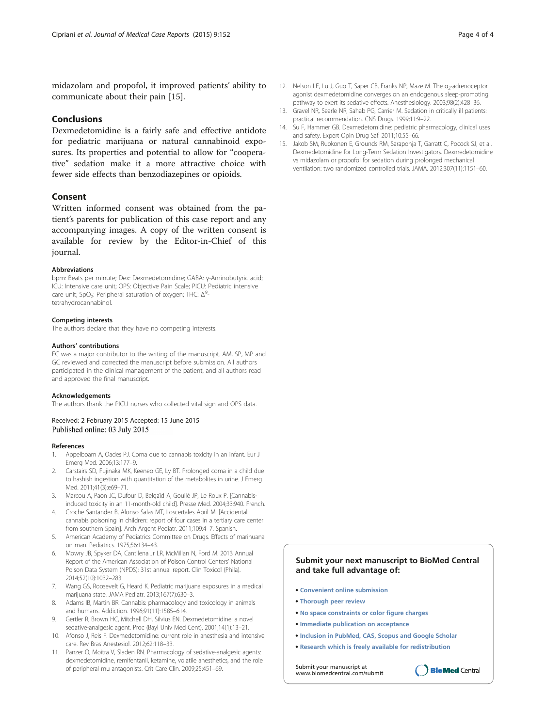midazolam and propofol, it improved patients' ability to communicate about their pain [15].

## Conclusions

Dexmedetomidine is a fairly safe and effective antidote for pediatric marijuana or natural cannabinoid exposures. Its properties and potential to allow for "cooperative" sedation make it a more attractive choice with fewer side effects than benzodiazepines or opioids.

## Consent

Written informed consent was obtained from the patient's parents for publication of this case report and any accompanying images. A copy of the written consent is available for review by the Editor-in-Chief of this journal.

#### Abbreviations

bpm: Beats per minute; Dex: Dexmedetomidine; GABA: γ-Aminobutyric acid; ICU: Intensive care unit; OPS: Objective Pain Scale; PICU: Pediatric intensive care unit; $SpO_2$: Peripheral saturation of oxygen; THC: $\Delta^9$-tetrahydrocannabinol.

#### Competing interests

The authors declare that they have no competing interests.

#### Authors' contributions

FC was a major contributor to the writing of the manuscript. AM, SP, MP and GC reviewed and corrected the manuscript before submission. All authors participated in the clinical management of the patient, and all authors read and approved the final manuscript.

#### Acknowledgements

The authors thank the PICU nurses who collected vital sign and OPS data.

Received: 2 February 2015 Accepted: 15 June 2015
Published online: 03 July 2015

#### References

1. Appelboam A, Oades PJ. Coma due to cannabis toxicity in an infant. Eur J Emerg Med. 2006;13:177–9.
2. Carstairs SD, Fujinaka MK, Keeneo GE, Ly BT. Prolonged coma in a child due to hashish ingestion with quantitation of the metabolites in urine. J Emerg Med. 2011;41(3):e69–71.
3. Marcou A, Paon JC, Dufour D, Belgaïd A, Goullé JP, Le Roux P. [Cannabis-induced toxicity in an 11-month-old child]. Presse Med. 2004;33:940. French.
4. Croche Santander B, Alonso Salas MT, Loscertales Abril M. [Accidental cannabis poisoning in children: report of four cases in a tertiary care center from southern Spain]. Arch Argent Pediatr. 2011;109:4–7. Spanish.
5. American Academy of Pediatrics Committee on Drugs. Effects of marihuana on man. Pediatrics. 1975;56:134–43.
6. Mowry JB, Spyker DA, Cantilena Jr LR, McMillan N, Ford M. 2013 Annual Report of the American Association of Poison Control Centers' National Poison Data System (NPDS): 31st annual report. Clin Toxicol (Phila). 2014;52(10):1032–283.
7. Wang GS, Roosevelt G, Heard K. Pediatric marijuana exposures in a medical marijuana state. JAMA Pediatr. 2013;167(7):630–3.
8. Adams IB, Martin BR. Cannabis: pharmacology and toxicology in animals and humans. Addiction. 1996;91(11):1585–614.
9. Gertler R, Brown HC, Mitchell DH, Silvius EN. Dexmedetomidine: a novel sedative-analgesic agent. Proc (Bayl Univ Med Cent). 2001;14(1):13–21.
10. Afonso J, Reis F. Dexmedetomidine: current role in anesthesia and intensive care. Rev Bras Anestesiol. 2012;62:118–33.
11. Panzer O, Moitra V, Sladen RN. Pharmacology of sedative-analgesic agents: dexmedetomidine, remifentanil, ketamine, volatile anesthetics, and the role of peripheral mu antagonists. Crit Care Clin. 2009;25:451–69.
12. Nelson LE, Lu J, Guo T, Saper CB, Franks NP, Maze M. The $\alpha_2$-adrenoceptor agonist dexmedetomidine converges on an endogenous sleep-promoting pathway to exert its sedative effects. Anesthesiology. 2003;98(2):428–36.
13. Gravel NR, Searle NR, Sahab PG, Carrier M. Sedation in critically ill patients: practical recommendation. CNS Drugs. 1999;11:9–22.
14. Su F, Hammer GB. Dexmedetomidine: pediatric pharmacology, clinical uses and safety. Expert Opin Drug Saf. 2011;10:55–66.
15. Jakob SM, Ruokonen E, Grounds RM, Sarapohja T, Garratt C, Pocock SJ, et al. Dexmedetomidine for Long-Term Sedation Investigators. Dexmedetomidine vs midazolam or propofol for sedation during prolonged mechanical ventilation: two randomized controlled trials. JAMA. 2012;307(11):1151–60.

**Submit your next manuscript to BioMed Central and take full advantage of:**

- Convenient online submission
- Thorough peer review
- No space constraints or color figure charges
- Immediate publication on acceptance
- Inclusion in PubMed, CAS, Scopus and Google Scholar
- Research which is freely available for redistribution

Submit your manuscript at
www.biomedcentral.com/submit